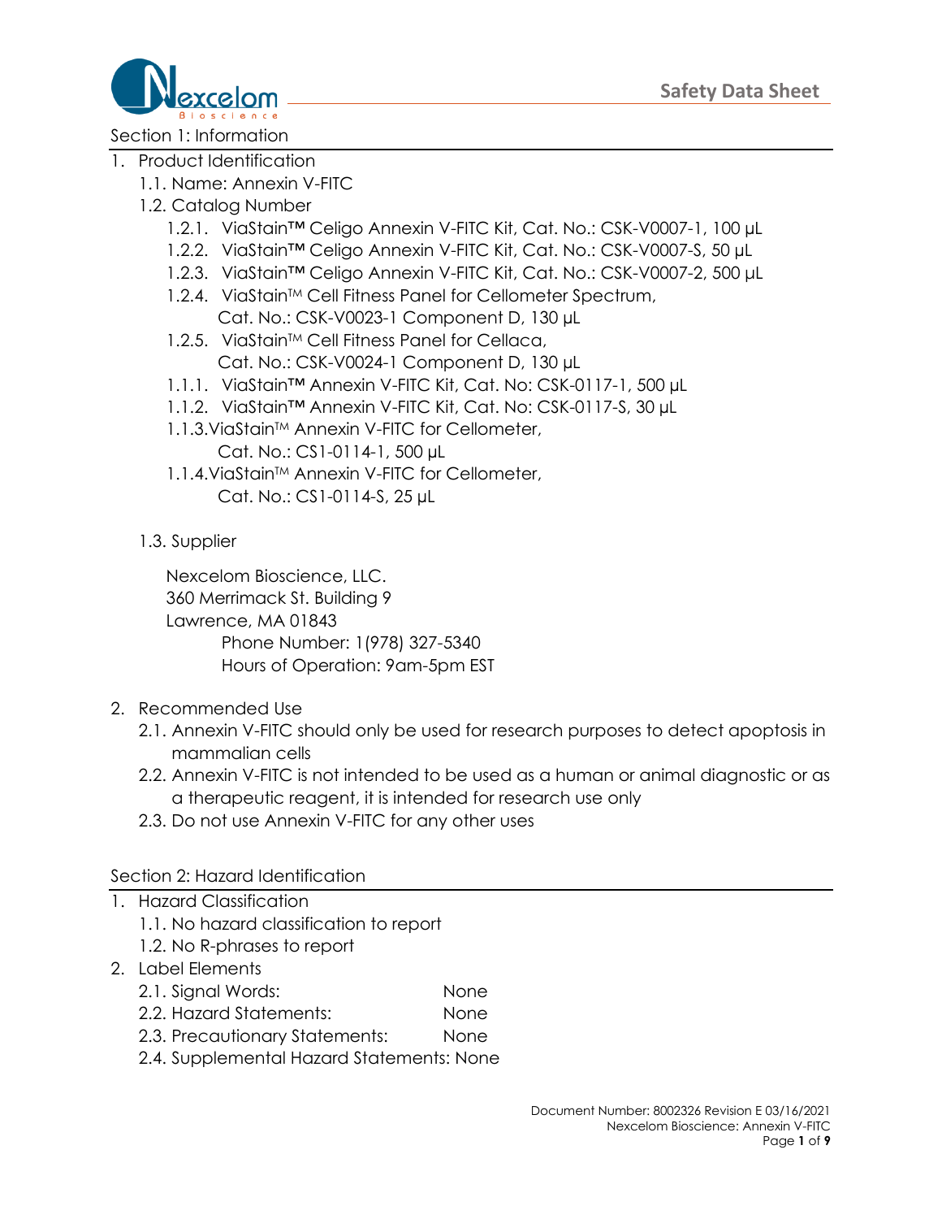# Safety Data Sheet

## Section 1: Information

1. Product Identification
   1.1. Name: Annexin V-FITC
   1.2. Catalog Number
      1.2.1. ViaStain™ Celigo Annexin V-FITC Kit, Cat. No.: CSK-V0007-1, 100 µL
      1.2.2. ViaStain™ Celigo Annexin V-FITC Kit, Cat. No.: CSK-V0007-S, 50 µL
      1.2.3. ViaStain™ Celigo Annexin V-FITC Kit, Cat. No.: CSK-V0007-2, 500 µL
      1.2.4. ViaStain™ Cell Fitness Panel for Cellometer Spectrum, Cat. No.: CSK-V0023-1 Component D, 130 µL
      1.2.5. ViaStain™ Cell Fitness Panel for Cellaca, Cat. No.: CSK-V0024-1 Component D, 130 µL
      1.1.1. ViaStain™ Annexin V-FITC Kit, Cat. No: CSK-0117-1, 500 µL
      1.1.2. ViaStain™ Annexin V-FITC Kit, Cat. No: CSK-0117-S, 30 µL
      1.1.3. ViaStain™ Annexin V-FITC for Cellometer, Cat. No.: CS1-0114-1, 500 µL
      1.1.4. ViaStain™ Annexin V-FITC for Cellometer, Cat. No.: CS1-0114-S, 25 µL

   1.3. Supplier

   Nexcelom Bioscience, LLC.
   360 Merrimack St. Building 9
   Lawrence, MA 01843
   Phone Number: 1(978) 327-5340
   Hours of Operation: 9am-5pm EST

2. Recommended Use
   2.1. Annexin V-FITC should only be used for research purposes to detect apoptosis in mammalian cells
   2.2. Annexin V-FITC is not intended to be used as a human or animal diagnostic or as a therapeutic reagent, it is intended for research use only
   2.3. Do not use Annexin V-FITC for any other uses

## Section 2: Hazard Identification

1. Hazard Classification
   1.1. No hazard classification to report
   1.2. No R-phrases to report
2. Label Elements
   2.1. Signal Words: None
   2.2. Hazard Statements: None
   2.3. Precautionary Statements: None
   2.4. Supplemental Hazard Statements: None

Document Number: 8002326 Revision E 03/16/2021
Nexcelom Bioscience: Annexin V-FITC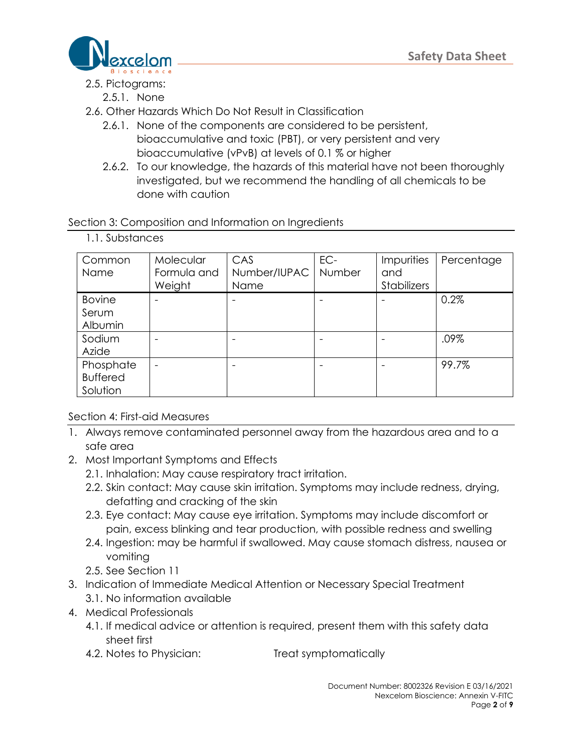2.5. Pictograms:

2.5.1. None

2.6. Other Hazards Which Do Not Result in Classification

2.6.1. None of the components are considered to be persistent, bioaccumulative and toxic (PBT), or very persistent and very bioaccumulative (vPvB) at levels of 0.1 % or higher

2.6.2. To our knowledge, the hazards of this material have not been thoroughly investigated, but we recommend the handling of all chemicals to be done with caution

## Section 3: Composition and Information on Ingredients

1.1. Substances

| Common Name | Molecular Formula and Weight | CAS Number/IUPAC Name | EC-Number | Impurities and Stabilizers | Percentage |
|---|---|---|---|---|---|
| Bovine Serum Albumin | - | - | - | - | 0.2% |
| Sodium Azide | - | - | - | - | .09% |
| Phosphate Buffered Solution | - | - | - | - | 99.7% |

## Section 4: First-aid Measures

1. Always remove contaminated personnel away from the hazardous area and to a safe area
2. Most Important Symptoms and Effects
   - 2.1. Inhalation: May cause respiratory tract irritation.
   - 2.2. Skin contact: May cause skin irritation. Symptoms may include redness, drying, defatting and cracking of the skin
   - 2.3. Eye contact: May cause eye irritation. Symptoms may include discomfort or pain, excess blinking and tear production, with possible redness and swelling
   - 2.4. Ingestion: may be harmful if swallowed. May cause stomach distress, nausea or vomiting
   - 2.5. See Section 11
3. Indication of Immediate Medical Attention or Necessary Special Treatment
   - 3.1. No information available
4. Medical Professionals
   - 4.1. If medical advice or attention is required, present them with this safety data sheet first
   - 4.2. Notes to Physician: Treat symptomatically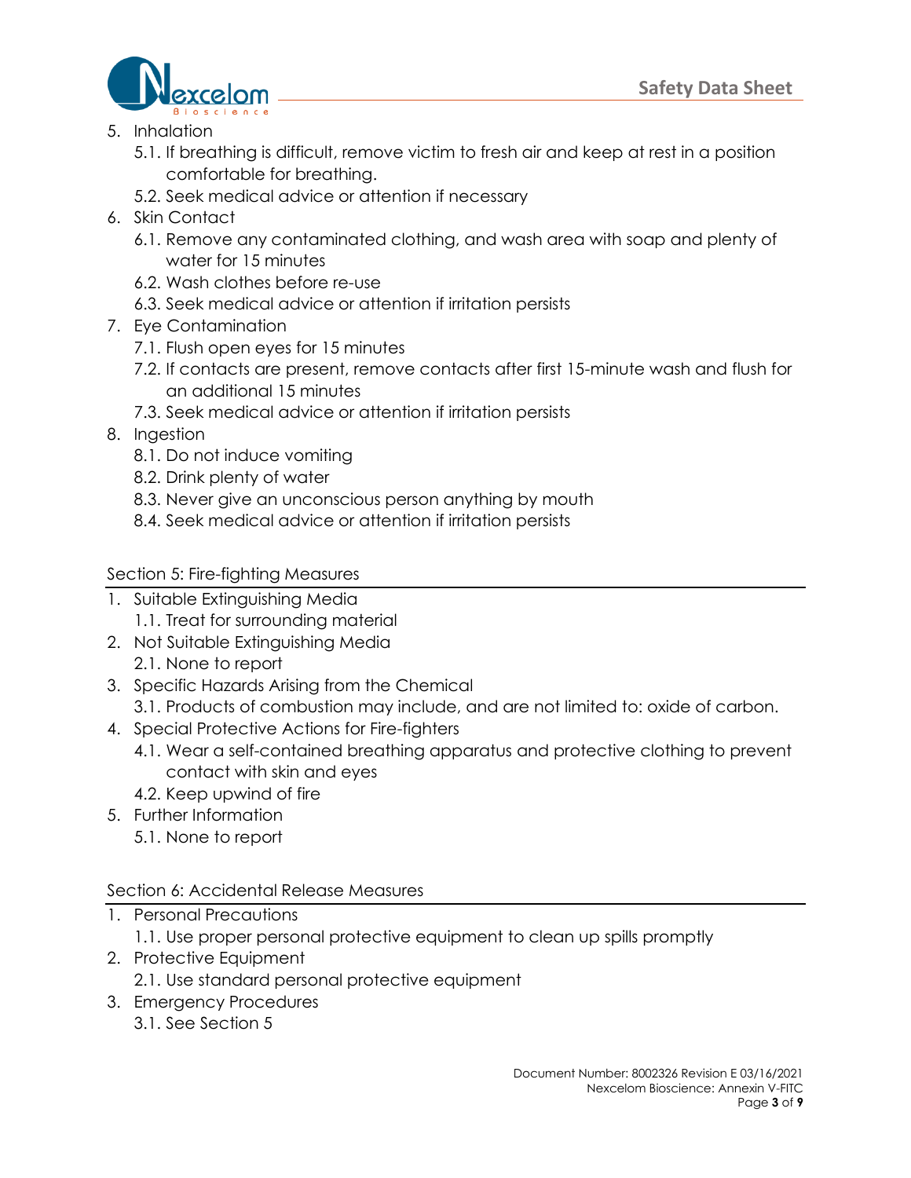5. Inhalation
    5.1. If breathing is difficult, remove victim to fresh air and keep at rest in a position comfortable for breathing.
    5.2. Seek medical advice or attention if necessary
6. Skin Contact
    6.1. Remove any contaminated clothing, and wash area with soap and plenty of water for 15 minutes
    6.2. Wash clothes before re-use
    6.3. Seek medical advice or attention if irritation persists
7. Eye Contamination
    7.1. Flush open eyes for 15 minutes
    7.2. If contacts are present, remove contacts after first 15-minute wash and flush for an additional 15 minutes
    7.3. Seek medical advice or attention if irritation persists
8. Ingestion
    8.1. Do not induce vomiting
    8.2. Drink plenty of water
    8.3. Never give an unconscious person anything by mouth
    8.4. Seek medical advice or attention if irritation persists

## Section 5: Fire-fighting Measures

1. Suitable Extinguishing Media
    1.1. Treat for surrounding material
2. Not Suitable Extinguishing Media
    2.1. None to report
3. Specific Hazards Arising from the Chemical
    3.1. Products of combustion may include, and are not limited to: oxide of carbon.
4. Special Protective Actions for Fire-fighters
    4.1. Wear a self-contained breathing apparatus and protective clothing to prevent contact with skin and eyes
    4.2. Keep upwind of fire
5. Further Information
    5.1. None to report

## Section 6: Accidental Release Measures

1. Personal Precautions
    1.1. Use proper personal protective equipment to clean up spills promptly
2. Protective Equipment
    2.1. Use standard personal protective equipment
3. Emergency Procedures
    3.1. See Section 5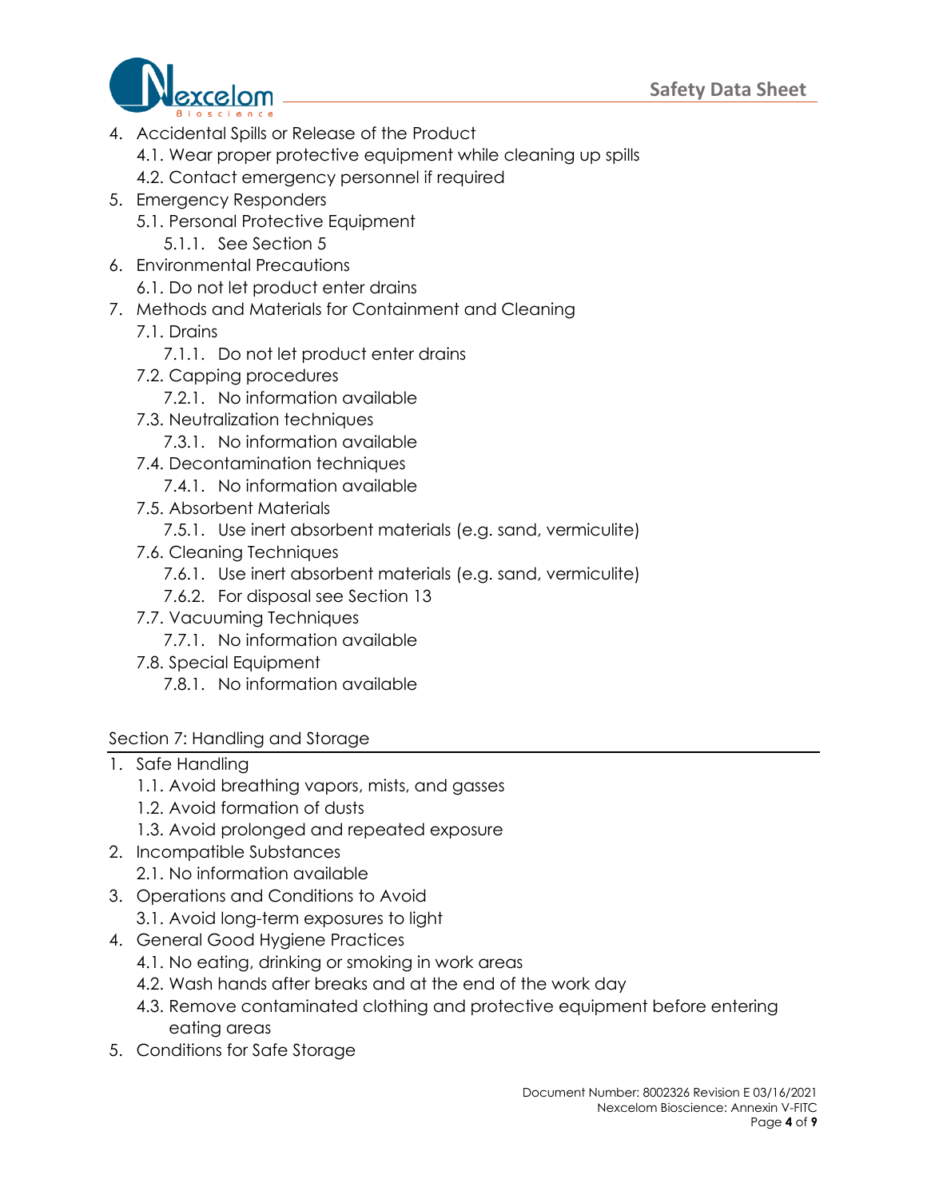4. Accidental Spills or Release of the Product
    4.1. Wear proper protective equipment while cleaning up spills
    4.2. Contact emergency personnel if required
5. Emergency Responders
    5.1. Personal Protective Equipment
        5.1.1. See Section 5
6. Environmental Precautions
    6.1. Do not let product enter drains
7. Methods and Materials for Containment and Cleaning
    7.1. Drains
        7.1.1. Do not let product enter drains
    7.2. Capping procedures
        7.2.1. No information available
    7.3. Neutralization techniques
        7.3.1. No information available
    7.4. Decontamination techniques
        7.4.1. No information available
    7.5. Absorbent Materials
        7.5.1. Use inert absorbent materials (e.g. sand, vermiculite)
    7.6. Cleaning Techniques
        7.6.1. Use inert absorbent materials (e.g. sand, vermiculite)
        7.6.2. For disposal see Section 13
    7.7. Vacuuming Techniques
        7.7.1. No information available
    7.8. Special Equipment
        7.8.1. No information available

## Section 7: Handling and Storage

1. Safe Handling
    1.1. Avoid breathing vapors, mists, and gasses
    1.2. Avoid formation of dusts
    1.3. Avoid prolonged and repeated exposure
2. Incompatible Substances
    2.1. No information available
3. Operations and Conditions to Avoid
    3.1. Avoid long-term exposures to light
4. General Good Hygiene Practices
    4.1. No eating, drinking or smoking in work areas
    4.2. Wash hands after breaks and at the end of the work day
    4.3. Remove contaminated clothing and protective equipment before entering eating areas
5. Conditions for Safe Storage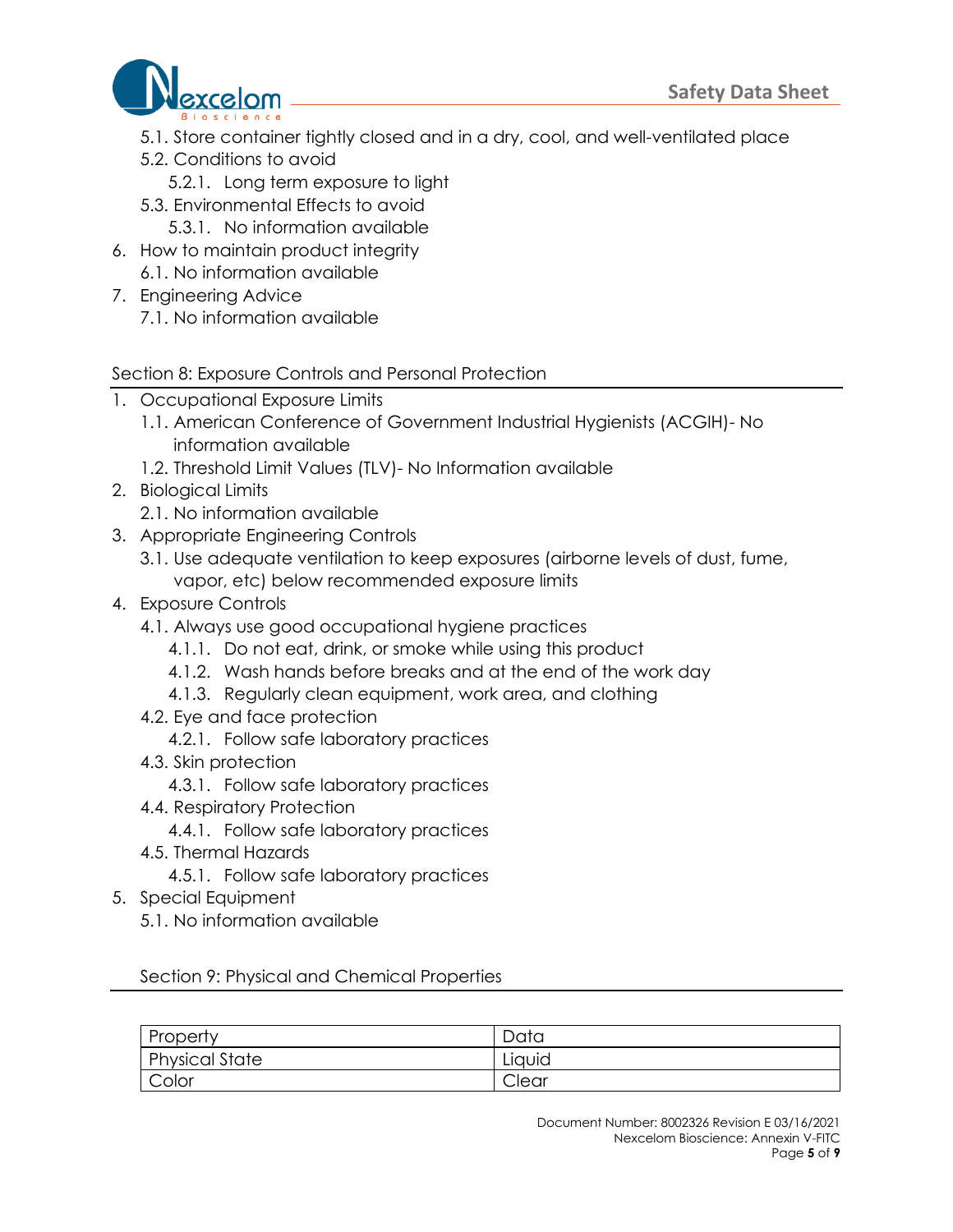5.1. Store container tightly closed and in a dry, cool, and well-ventilated place
5.2. Conditions to avoid
    5.2.1. Long term exposure to light
5.3. Environmental Effects to avoid
    5.3.1. No information available

6. How to maintain product integrity
    6.1. No information available
7. Engineering Advice
    7.1. No information available

## Section 8: Exposure Controls and Personal Protection

1. Occupational Exposure Limits
    1.1. American Conference of Government Industrial Hygienists (ACGIH)- No information available
    1.2. Threshold Limit Values (TLV)- No Information available
2. Biological Limits
    2.1. No information available
3. Appropriate Engineering Controls
    3.1. Use adequate ventilation to keep exposures (airborne levels of dust, fume, vapor, etc) below recommended exposure limits
4. Exposure Controls
    4.1. Always use good occupational hygiene practices
        4.1.1. Do not eat, drink, or smoke while using this product
        4.1.2. Wash hands before breaks and at the end of the work day
        4.1.3. Regularly clean equipment, work area, and clothing
    4.2. Eye and face protection
        4.2.1. Follow safe laboratory practices
    4.3. Skin protection
        4.3.1. Follow safe laboratory practices
    4.4. Respiratory Protection
        4.4.1. Follow safe laboratory practices
    4.5. Thermal Hazards
        4.5.1. Follow safe laboratory practices
5. Special Equipment
    5.1. No information available

## Section 9: Physical and Chemical Properties

| Property | Data |
| --- | --- |
| Physical State | Liquid |
| Color | Clear |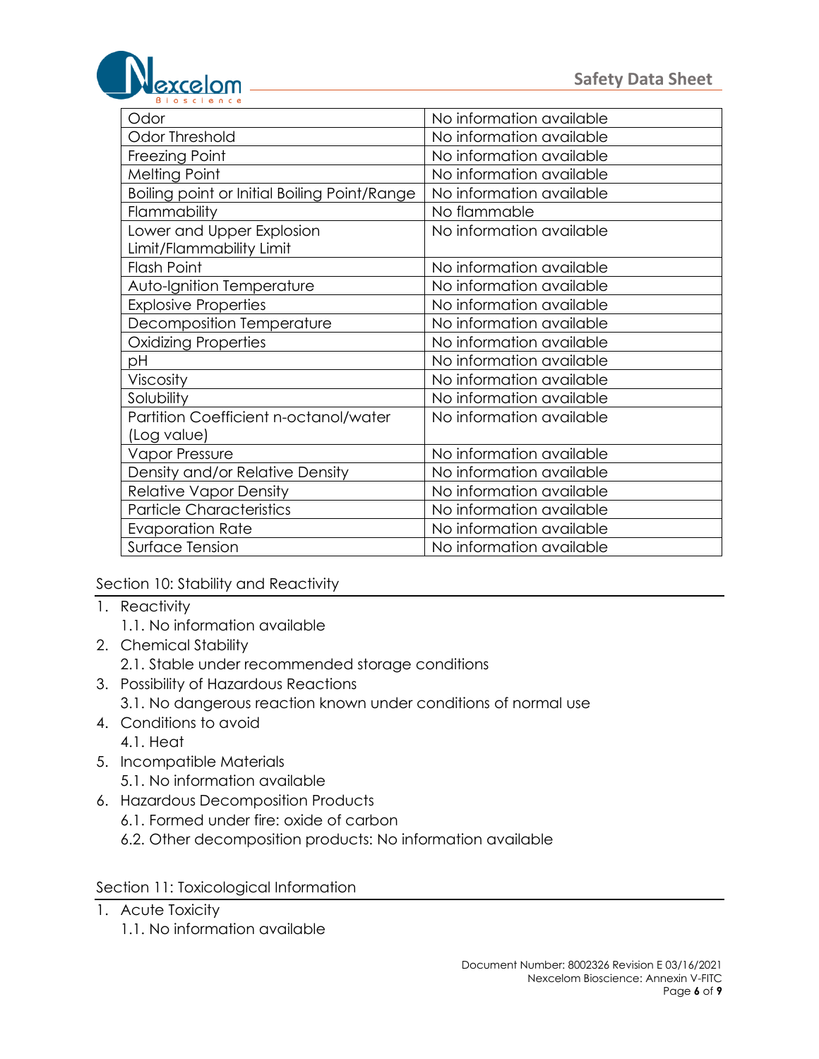| | |
|---|---|
| Odor | No information available |
| Odor Threshold | No information available |
| Freezing Point | No information available |
| Melting Point | No information available |
| Boiling point or Initial Boiling Point/Range | No information available |
| Flammability | No flammable |
| Lower and Upper Explosion Limit/Flammability Limit | No information available |
| Flash Point | No information available |
| Auto-Ignition Temperature | No information available |
| Explosive Properties | No information available |
| Decomposition Temperature | No information available |
| Oxidizing Properties | No information available |
| pH | No information available |
| Viscosity | No information available |
| Solubility | No information available |
| Partition Coefficient n-octanol/water (Log value) | No information available |
| Vapor Pressure | No information available |
| Density and/or Relative Density | No information available |
| Relative Vapor Density | No information available |
| Particle Characteristics | No information available |
| Evaporation Rate | No information available |
| Surface Tension | No information available |

## Section 10: Stability and Reactivity

1. Reactivity
   1.1. No information available
2. Chemical Stability
   2.1. Stable under recommended storage conditions
3. Possibility of Hazardous Reactions
   3.1. No dangerous reaction known under conditions of normal use
4. Conditions to avoid
   4.1. Heat
5. Incompatible Materials
   5.1. No information available
6. Hazardous Decomposition Products
   6.1. Formed under fire: oxide of carbon
   6.2. Other decomposition products: No information available

## Section 11: Toxicological Information

1. Acute Toxicity
   1.1. No information available

Document Number: 8002326 Revision E 03/16/2021
Nexcelom Bioscience: Annexin V-FITC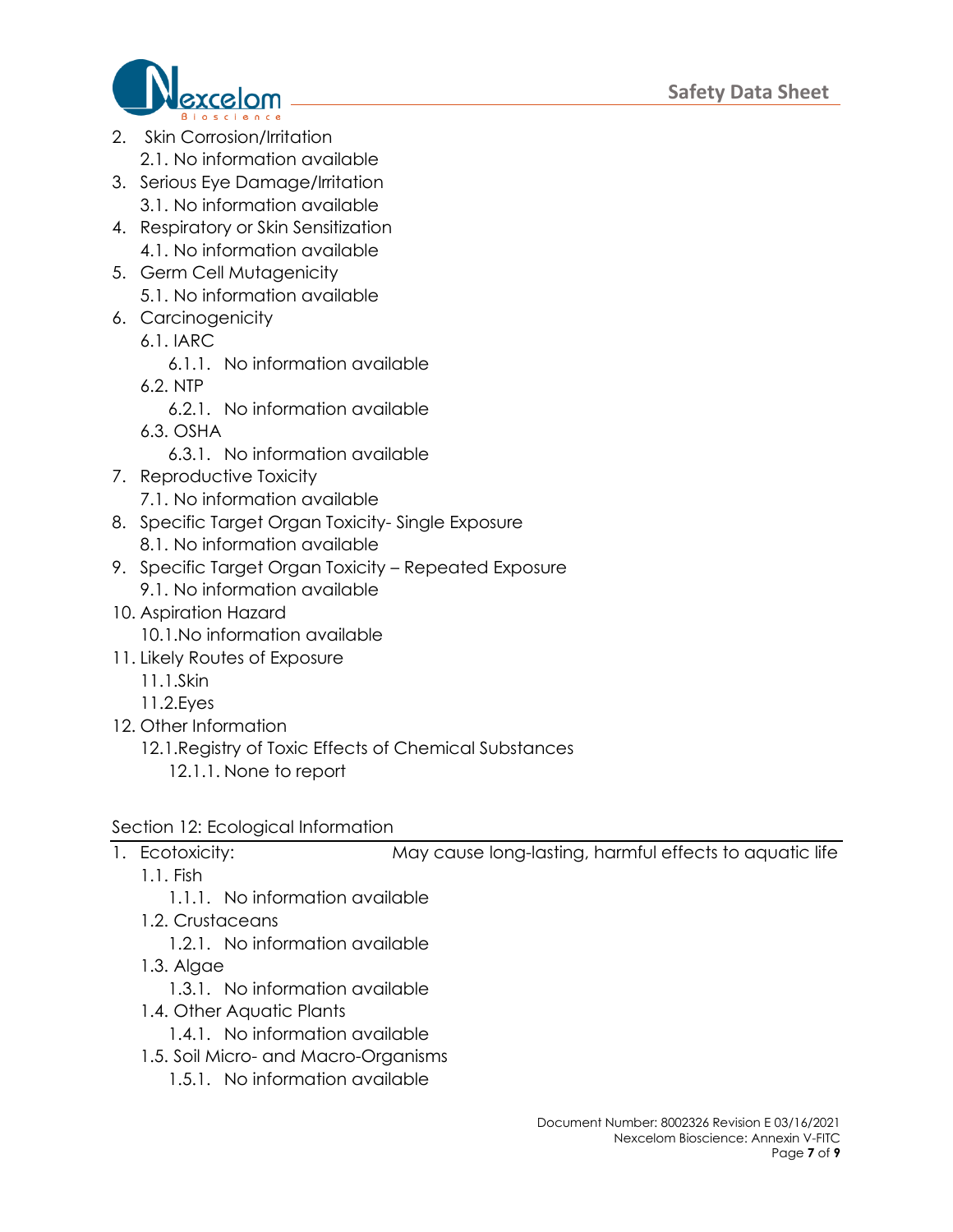2. Skin Corrosion/Irritation
    2.1. No information available
3. Serious Eye Damage/Irritation
    3.1. No information available
4. Respiratory or Skin Sensitization
    4.1. No information available
5. Germ Cell Mutagenicity
    5.1. No information available
6. Carcinogenicity
    6.1. IARC
        6.1.1. No information available
    6.2. NTP
        6.2.1. No information available
    6.3. OSHA
        6.3.1. No information available
7. Reproductive Toxicity
    7.1. No information available
8. Specific Target Organ Toxicity- Single Exposure
    8.1. No information available
9. Specific Target Organ Toxicity – Repeated Exposure
    9.1. No information available
10. Aspiration Hazard
    10.1. No information available
11. Likely Routes of Exposure
    11.1. Skin
    11.2. Eyes
12. Other Information
    12.1. Registry of Toxic Effects of Chemical Substances
        12.1.1. None to report

## Section 12: Ecological Information

1. Ecotoxicity: May cause long-lasting, harmful effects to aquatic life
    1.1. Fish
        1.1.1. No information available
    1.2. Crustaceans
        1.2.1. No information available
    1.3. Algae
        1.3.1. No information available
    1.4. Other Aquatic Plants
        1.4.1. No information available
    1.5. Soil Micro- and Macro-Organisms
        1.5.1. No information available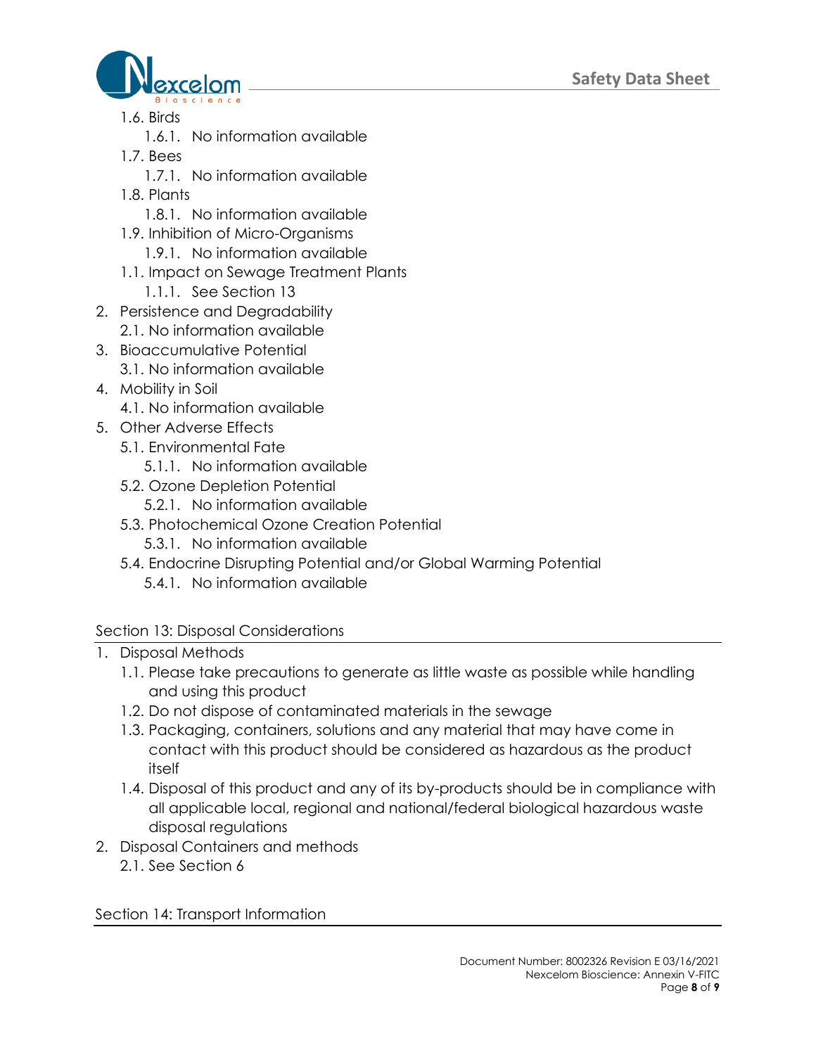1.6. Birds
   1.6.1. No information available
1.7. Bees
   1.7.1. No information available
1.8. Plants
   1.8.1. No information available
1.9. Inhibition of Micro-Organisms
   1.9.1. No information available
1.1. Impact on Sewage Treatment Plants
   1.1.1. See Section 13

2. Persistence and Degradability
   2.1. No information available
3. Bioaccumulative Potential
   3.1. No information available
4. Mobility in Soil
   4.1. No information available
5. Other Adverse Effects
   5.1. Environmental Fate
      5.1.1. No information available
   5.2. Ozone Depletion Potential
      5.2.1. No information available
   5.3. Photochemical Ozone Creation Potential
      5.3.1. No information available
   5.4. Endocrine Disrupting Potential and/or Global Warming Potential
      5.4.1. No information available

## Section 13: Disposal Considerations

1. Disposal Methods
   1.1. Please take precautions to generate as little waste as possible while handling and using this product
   1.2. Do not dispose of contaminated materials in the sewage
   1.3. Packaging, containers, solutions and any material that may have come in contact with this product should be considered as hazardous as the product itself
   1.4. Disposal of this product and any of its by-products should be in compliance with all applicable local, regional and national/federal biological hazardous waste disposal regulations
2. Disposal Containers and methods
   2.1. See Section 6

## Section 14: Transport Information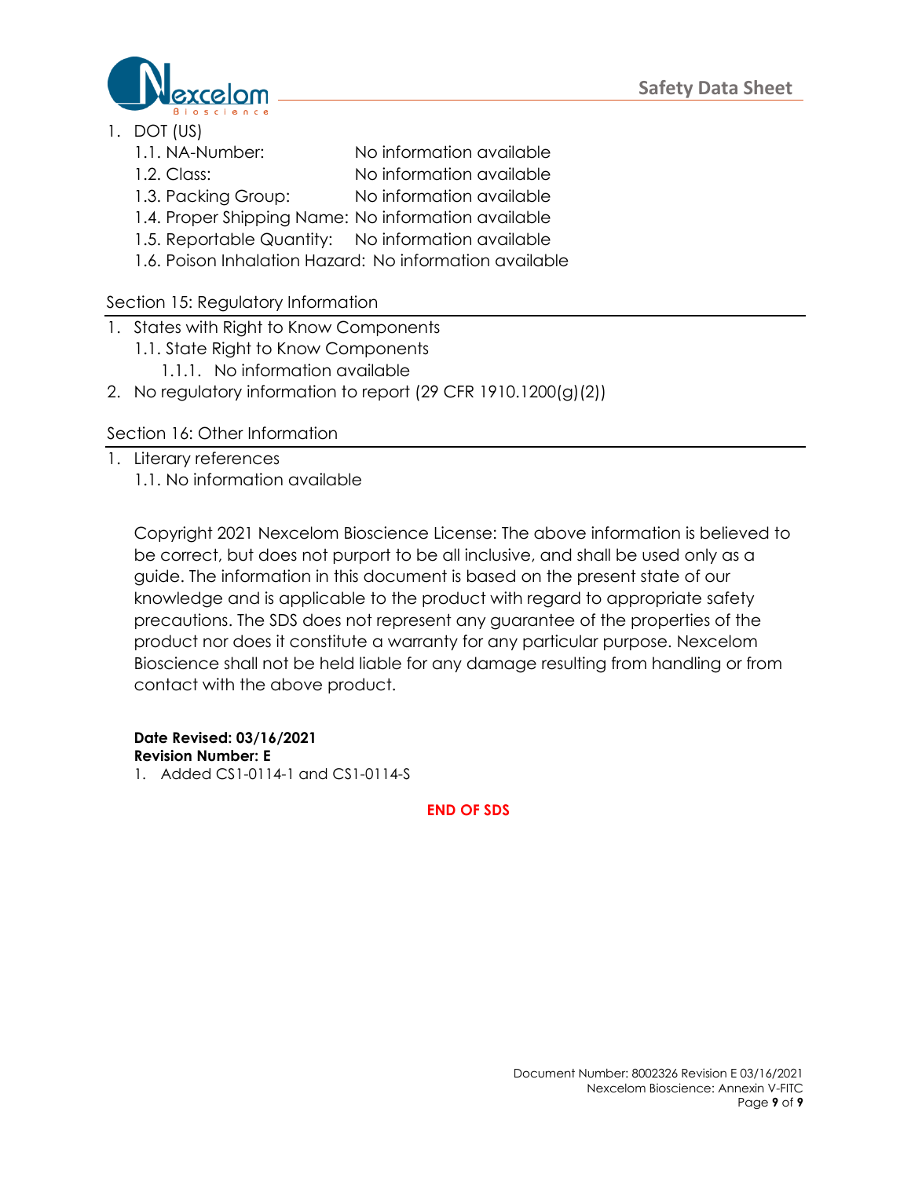1. DOT (US)
   1.1. NA-Number: No information available
   1.2. Class: No information available
   1.3. Packing Group: No information available
   1.4. Proper Shipping Name: No information available
   1.5. Reportable Quantity: No information available
   1.6. Poison Inhalation Hazard: No information available

## Section 15: Regulatory Information

1. States with Right to Know Components
   1.1. State Right to Know Components
      1.1.1. No information available
2. No regulatory information to report (29 CFR 1910.1200(g)(2))

## Section 16: Other Information

1. Literary references
   1.1. No information available

Copyright 2021 Nexcelom Bioscience License: The above information is believed to be correct, but does not purport to be all inclusive, and shall be used only as a guide. The information in this document is based on the present state of our knowledge and is applicable to the product with regard to appropriate safety precautions. The SDS does not represent any guarantee of the properties of the product nor does it constitute a warranty for any particular purpose. Nexcelom Bioscience shall not be held liable for any damage resulting from handling or from contact with the above product.

**Date Revised: 03/16/2021**
**Revision Number: E**

1. Added CS1-0114-1 and CS1-0114-S

**END OF SDS**